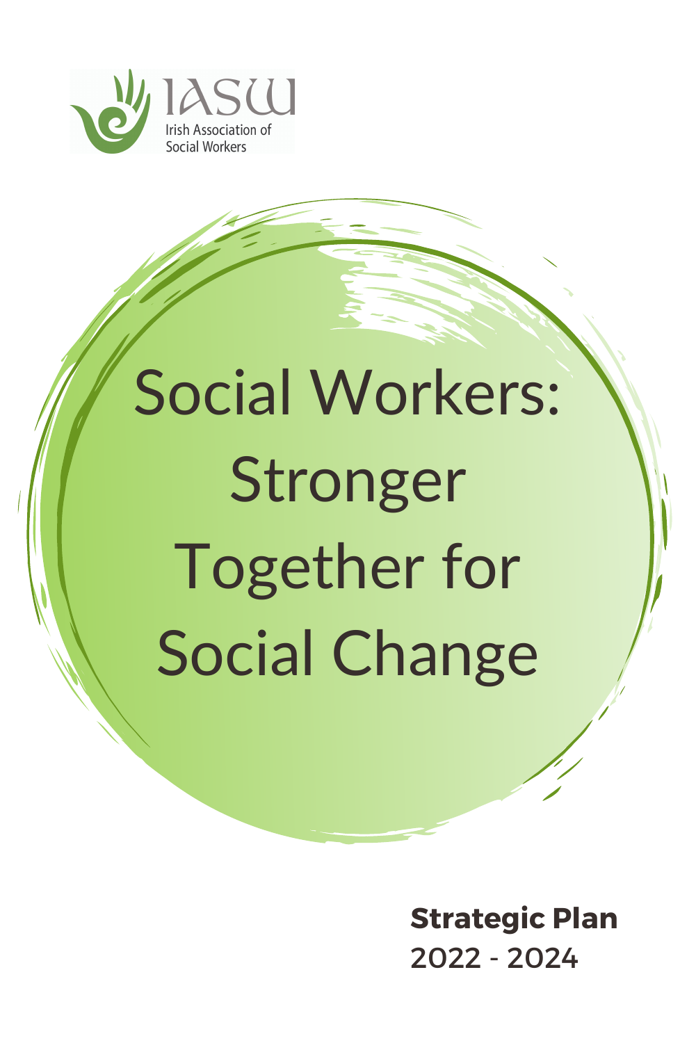IASW
Irish Association of Social Workers

# Social Workers: Stronger Together for Social Change

**Strategic Plan**
2022 - 2024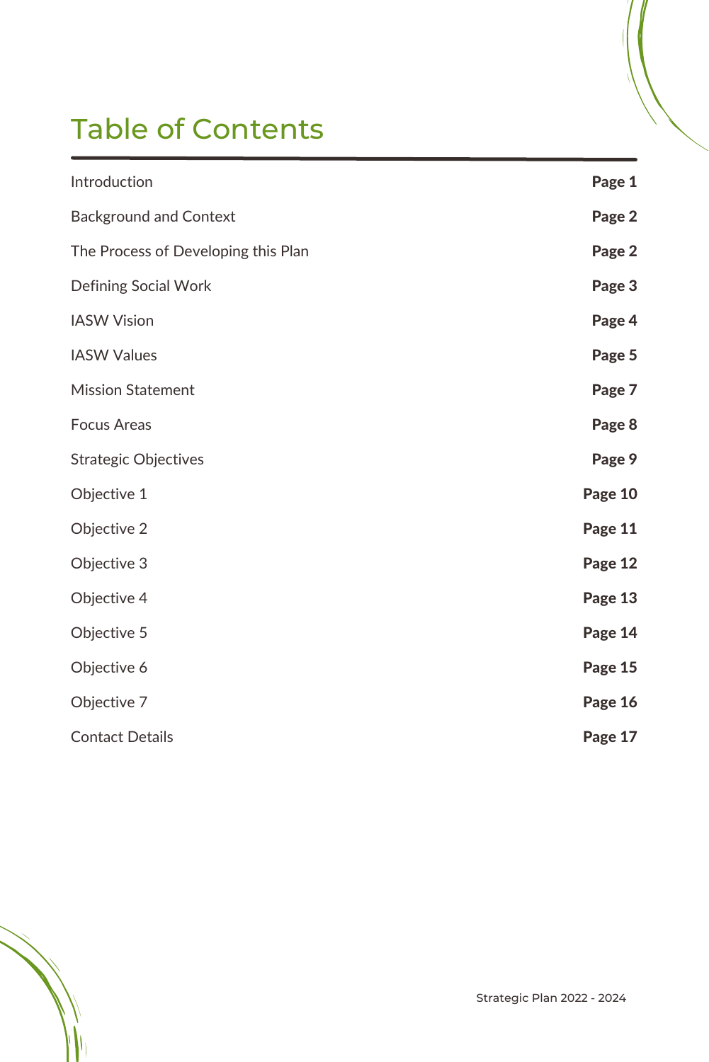# Table of Contents

| | |
|---|---|
| Introduction | **Page 1** |
| Background and Context | **Page 2** |
| The Process of Developing this Plan | **Page 2** |
| Defining Social Work | **Page 3** |
| IASW Vision | **Page 4** |
| IASW Values | **Page 5** |
| Mission Statement | **Page 7** |
| Focus Areas | **Page 8** |
| Strategic Objectives | **Page 9** |
| Objective 1 | **Page 10** |
| Objective 2 | **Page 11** |
| Objective 3 | **Page 12** |
| Objective 4 | **Page 13** |
| Objective 5 | **Page 14** |
| Objective 6 | **Page 15** |
| Objective 7 | **Page 16** |
| Contact Details | **Page 17** |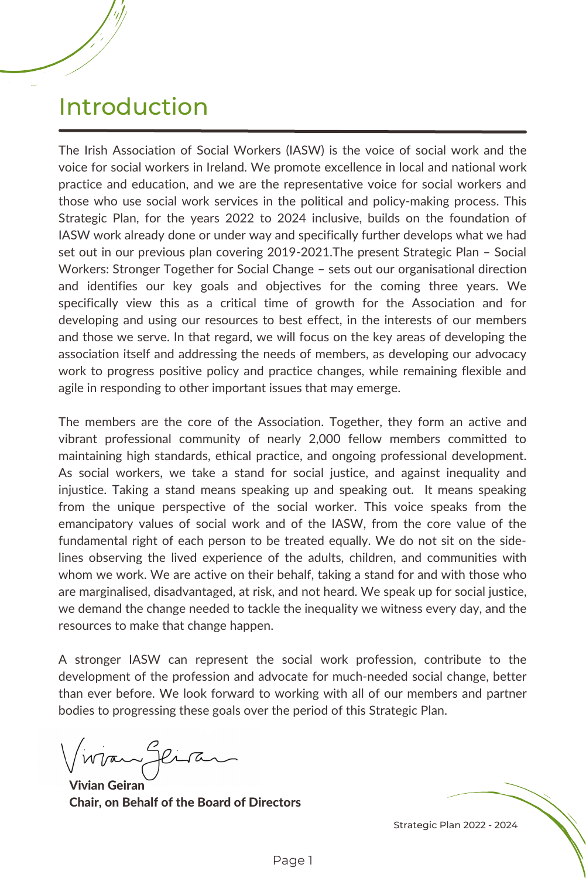# Introduction

The Irish Association of Social Workers (IASW) is the voice of social work and the voice for social workers in Ireland. We promote excellence in local and national work practice and education, and we are the representative voice for social workers and those who use social work services in the political and policy-making process. This Strategic Plan, for the years 2022 to 2024 inclusive, builds on the foundation of IASW work already done or under way and specifically further develops what we had set out in our previous plan covering 2019-2021.The present Strategic Plan – Social Workers: Stronger Together for Social Change – sets out our organisational direction and identifies our key goals and objectives for the coming three years. We specifically view this as a critical time of growth for the Association and for developing and using our resources to best effect, in the interests of our members and those we serve. In that regard, we will focus on the key areas of developing the association itself and addressing the needs of members, as developing our advocacy work to progress positive policy and practice changes, while remaining flexible and agile in responding to other important issues that may emerge.

The members are the core of the Association. Together, they form an active and vibrant professional community of nearly 2,000 fellow members committed to maintaining high standards, ethical practice, and ongoing professional development. As social workers, we take a stand for social justice, and against inequality and injustice. Taking a stand means speaking up and speaking out. It means speaking from the unique perspective of the social worker. This voice speaks from the emancipatory values of social work and of the IASW, from the core value of the fundamental right of each person to be treated equally. We do not sit on the side-lines observing the lived experience of the adults, children, and communities with whom we work. We are active on their behalf, taking a stand for and with those who are marginalised, disadvantaged, at risk, and not heard. We speak up for social justice, we demand the change needed to tackle the inequality we witness every day, and the resources to make that change happen.

A stronger IASW can represent the social work profession, contribute to the development of the profession and advocate for much-needed social change, better than ever before. We look forward to working with all of our members and partner bodies to progressing these goals over the period of this Strategic Plan.

**Vivian Geiran**
**Chair, on Behalf of the Board of Directors**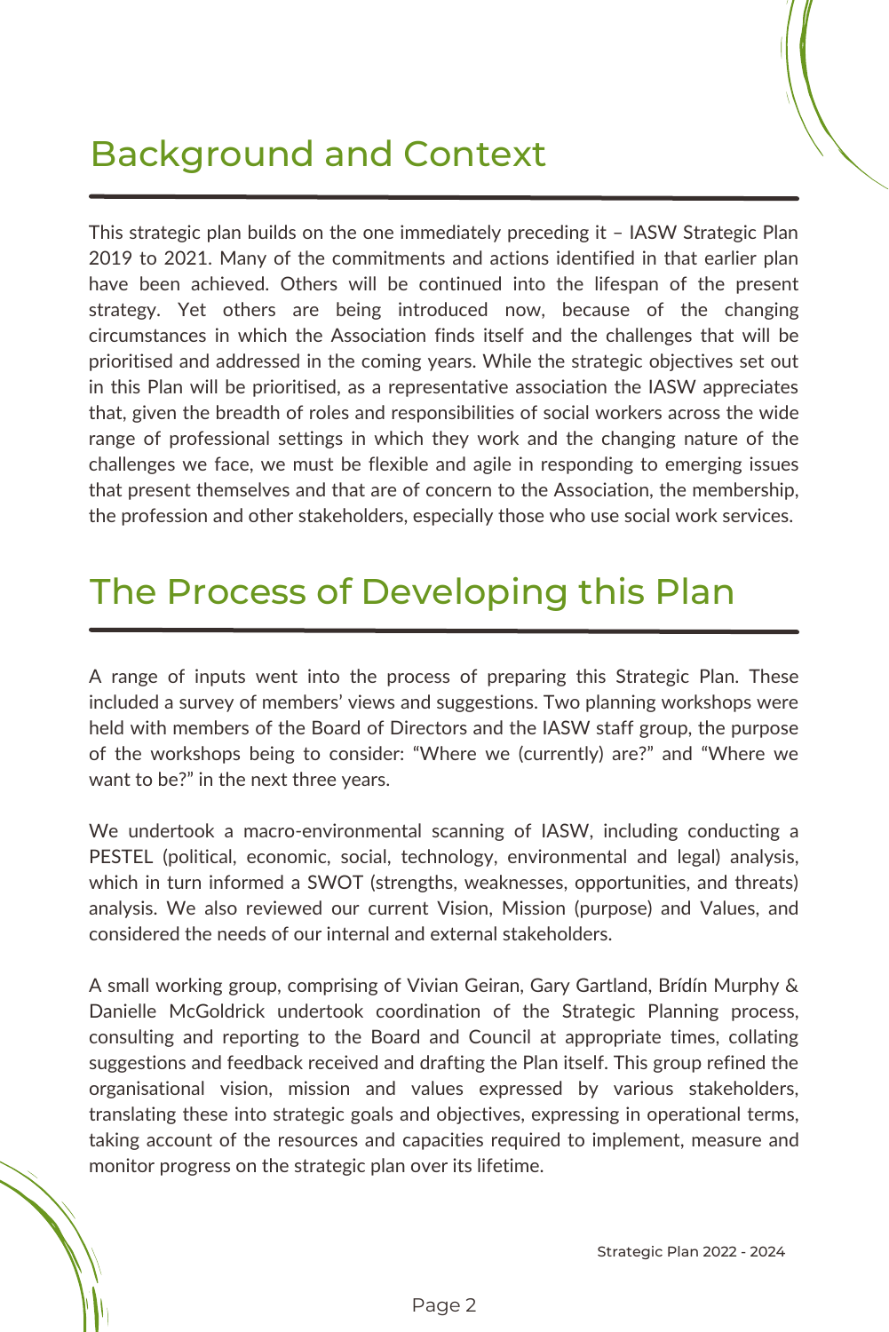# Background and Context

This strategic plan builds on the one immediately preceding it – IASW Strategic Plan 2019 to 2021. Many of the commitments and actions identified in that earlier plan have been achieved. Others will be continued into the lifespan of the present strategy. Yet others are being introduced now, because of the changing circumstances in which the Association finds itself and the challenges that will be prioritised and addressed in the coming years. While the strategic objectives set out in this Plan will be prioritised, as a representative association the IASW appreciates that, given the breadth of roles and responsibilities of social workers across the wide range of professional settings in which they work and the changing nature of the challenges we face, we must be flexible and agile in responding to emerging issues that present themselves and that are of concern to the Association, the membership, the profession and other stakeholders, especially those who use social work services.

# The Process of Developing this Plan

A range of inputs went into the process of preparing this Strategic Plan. These included a survey of members' views and suggestions. Two planning workshops were held with members of the Board of Directors and the IASW staff group, the purpose of the workshops being to consider: "Where we (currently) are?" and "Where we want to be?" in the next three years.

We undertook a macro-environmental scanning of IASW, including conducting a PESTEL (political, economic, social, technology, environmental and legal) analysis, which in turn informed a SWOT (strengths, weaknesses, opportunities, and threats) analysis. We also reviewed our current Vision, Mission (purpose) and Values, and considered the needs of our internal and external stakeholders.

A small working group, comprising of Vivian Geiran, Gary Gartland, Brídín Murphy & Danielle McGoldrick undertook coordination of the Strategic Planning process, consulting and reporting to the Board and Council at appropriate times, collating suggestions and feedback received and drafting the Plan itself. This group refined the organisational vision, mission and values expressed by various stakeholders, translating these into strategic goals and objectives, expressing in operational terms, taking account of the resources and capacities required to implement, measure and monitor progress on the strategic plan over its lifetime.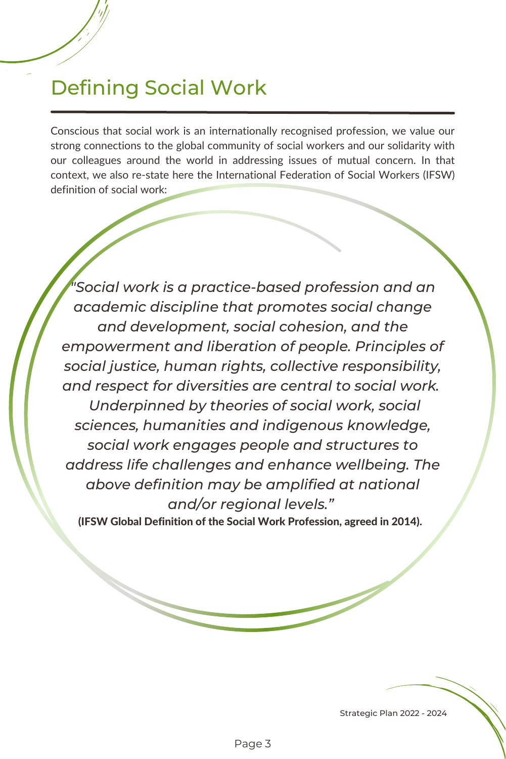# Defining Social Work

Conscious that social work is an internationally recognised profession, we value our strong connections to the global community of social workers and our solidarity with our colleagues around the world in addressing issues of mutual concern. In that context, we also re-state here the International Federation of Social Workers (IFSW) definition of social work:

*"Social work is a practice-based profession and an academic discipline that promotes social change and development, social cohesion, and the empowerment and liberation of people. Principles of social justice, human rights, collective responsibility, and respect for diversities are central to social work. Underpinned by theories of social work, social sciences, humanities and indigenous knowledge, social work engages people and structures to address life challenges and enhance wellbeing. The above definition may be amplified at national and/or regional levels."*

**(IFSW Global Definition of the Social Work Profession, agreed in 2014).**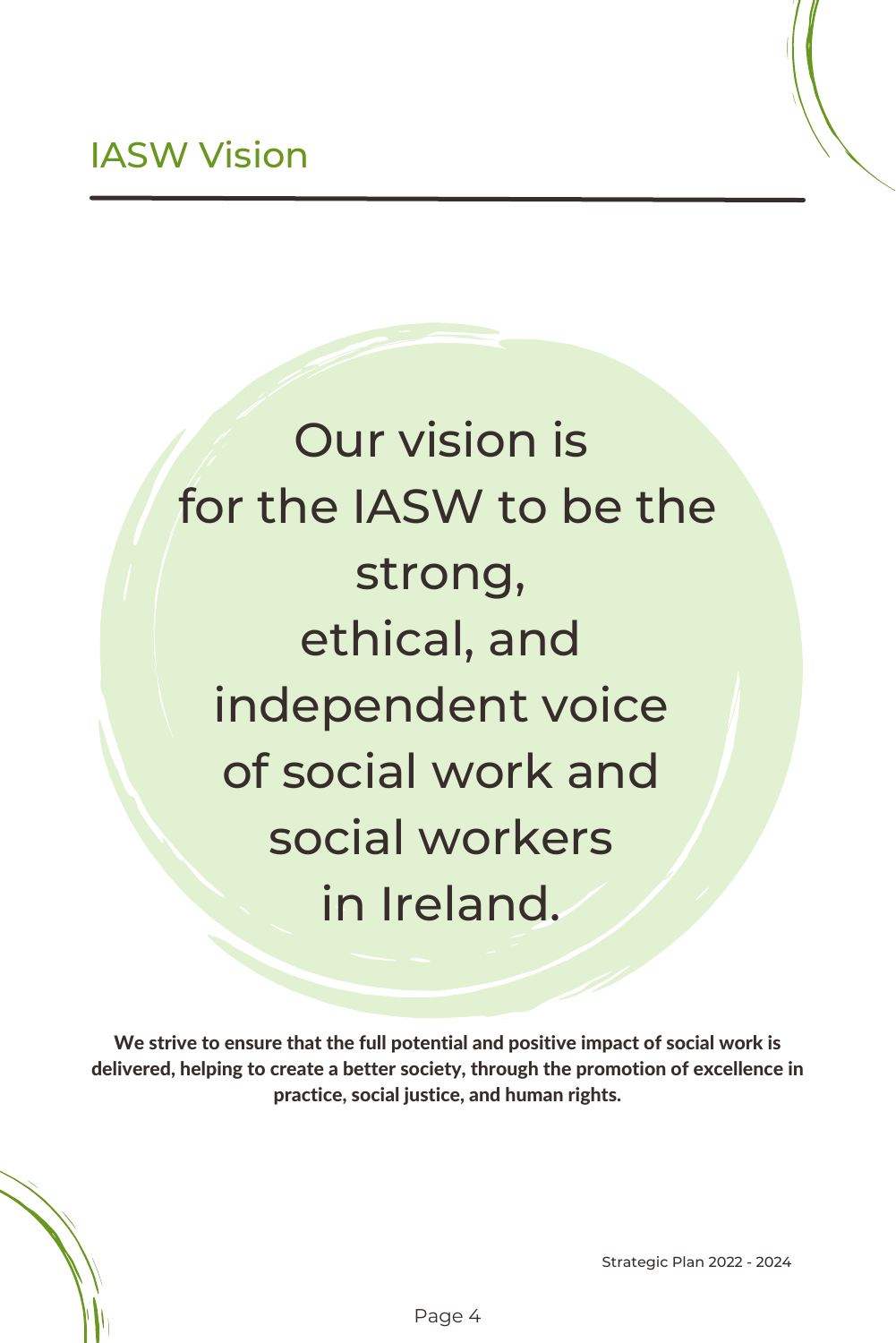## IASW Vision

Our vision is for the IASW to be the strong, ethical, and independent voice of social work and social workers in Ireland.

**We strive to ensure that the full potential and positive impact of social work is delivered, helping to create a better society, through the promotion of excellence in practice, social justice, and human rights.**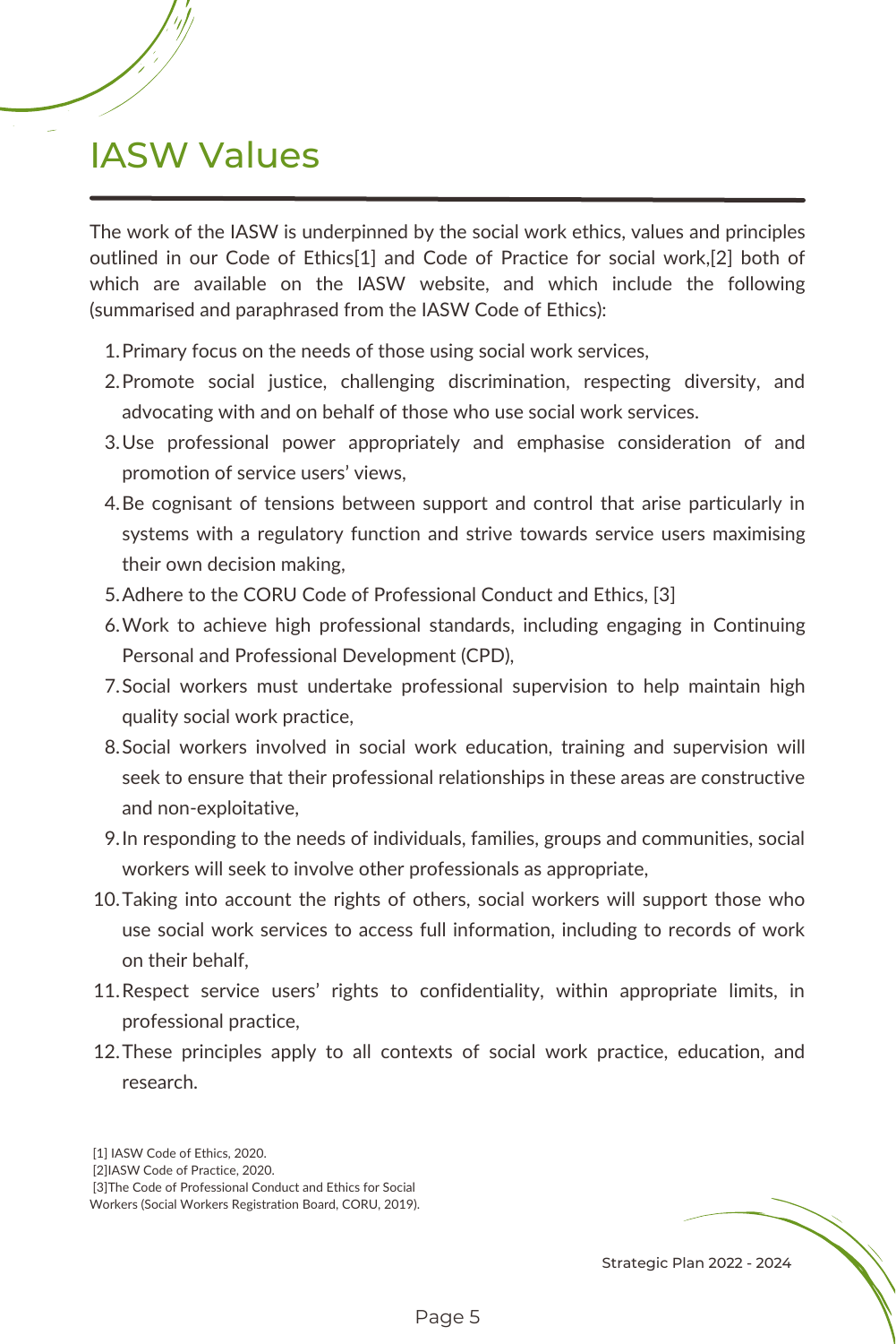# IASW Values

The work of the IASW is underpinned by the social work ethics, values and principles outlined in our Code of Ethics[1] and Code of Practice for social work,[2] both of which are available on the IASW website, and which include the following (summarised and paraphrased from the IASW Code of Ethics):

1. Primary focus on the needs of those using social work services,
2. Promote social justice, challenging discrimination, respecting diversity, and advocating with and on behalf of those who use social work services.
3. Use professional power appropriately and emphasise consideration of and promotion of service users' views,
4. Be cognisant of tensions between support and control that arise particularly in systems with a regulatory function and strive towards service users maximising their own decision making,
5. Adhere to the CORU Code of Professional Conduct and Ethics, [3]
6. Work to achieve high professional standards, including engaging in Continuing Personal and Professional Development (CPD),
7. Social workers must undertake professional supervision to help maintain high quality social work practice,
8. Social workers involved in social work education, training and supervision will seek to ensure that their professional relationships in these areas are constructive and non-exploitative,
9. In responding to the needs of individuals, families, groups and communities, social workers will seek to involve other professionals as appropriate,
10. Taking into account the rights of others, social workers will support those who use social work services to access full information, including to records of work on their behalf,
11. Respect service users' rights to confidentiality, within appropriate limits, in professional practice,
12. These principles apply to all contexts of social work practice, education, and research.

[1] IASW Code of Ethics, 2020.
[2]IASW Code of Practice, 2020.
[3]The Code of Professional Conduct and Ethics for Social Workers (Social Workers Registration Board, CORU, 2019).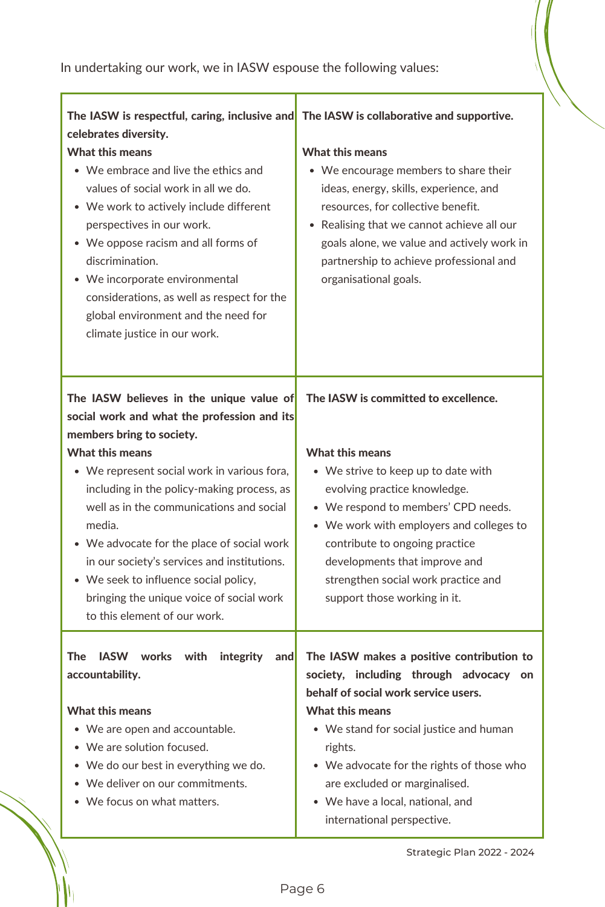In undertaking our work, we in IASW espouse the following values:

**The IASW is respectful, caring, inclusive and celebrates diversity.**

**What this means**

- We embrace and live the ethics and values of social work in all we do.
- We work to actively include different perspectives in our work.
- We oppose racism and all forms of discrimination.
- We incorporate environmental considerations, as well as respect for the global environment and the need for climate justice in our work.

**The IASW is collaborative and supportive.**

**What this means**

- We encourage members to share their ideas, energy, skills, experience, and resources, for collective benefit.
- Realising that we cannot achieve all our goals alone, we value and actively work in partnership to achieve professional and organisational goals.

**The IASW believes in the unique value of social work and what the profession and its members bring to society.**

**What this means**

- We represent social work in various fora, including in the policy-making process, as well as in the communications and social media.
- We advocate for the place of social work in our society's services and institutions.
- We seek to influence social policy, bringing the unique voice of social work to this element of our work.

**The IASW is committed to excellence.**

**What this means**

- We strive to keep up to date with evolving practice knowledge.
- We respond to members' CPD needs.
- We work with employers and colleges to contribute to ongoing practice developments that improve and strengthen social work practice and support those working in it.

**The IASW works with integrity and accountability.**

**What this means**

- We are open and accountable.
- We are solution focused.
- We do our best in everything we do.
- We deliver on our commitments.
- We focus on what matters.

**The IASW makes a positive contribution to society, including through advocacy on behalf of social work service users.**

**What this means**

- We stand for social justice and human rights.
- We advocate for the rights of those who are excluded or marginalised.
- We have a local, national, and international perspective.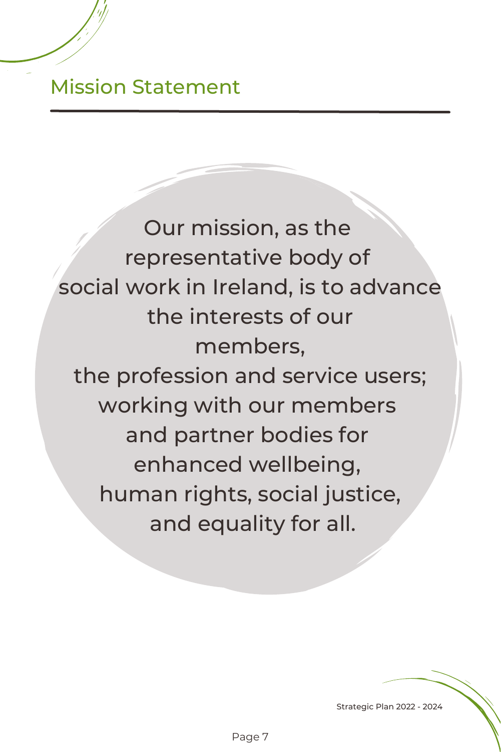## Mission Statement

Our mission, as the representative body of social work in Ireland, is to advance the interests of our members, the profession and service users; working with our members and partner bodies for enhanced wellbeing, human rights, social justice, and equality for all.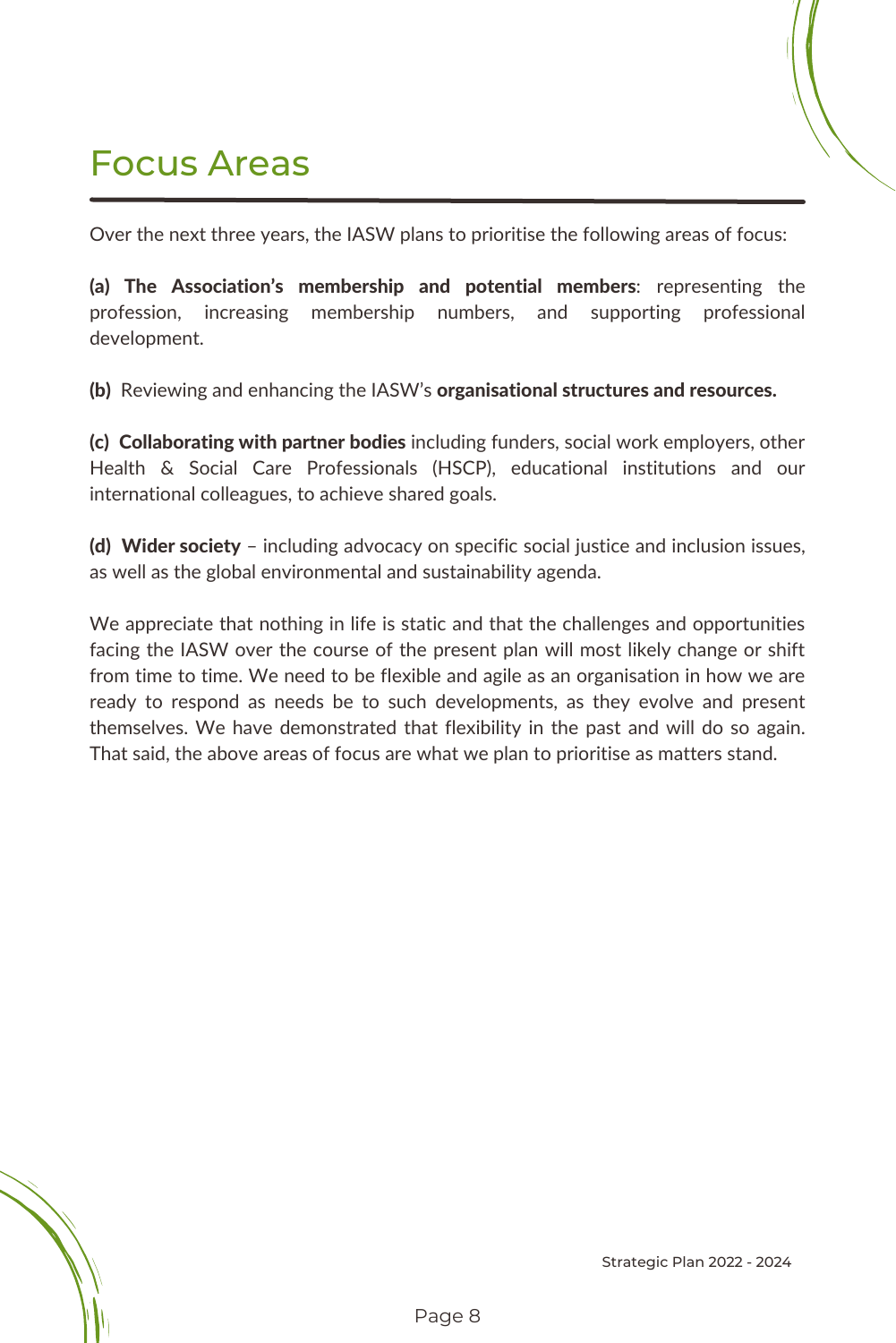# Focus Areas

Over the next three years, the IASW plans to prioritise the following areas of focus:

**(a) The Association's membership and potential members**: representing the profession, increasing membership numbers, and supporting professional development.

**(b)** Reviewing and enhancing the IASW's **organisational structures and resources.**

**(c) Collaborating with partner bodies** including funders, social work employers, other Health & Social Care Professionals (HSCP), educational institutions and our international colleagues, to achieve shared goals.

**(d) Wider society** – including advocacy on specific social justice and inclusion issues, as well as the global environmental and sustainability agenda.

We appreciate that nothing in life is static and that the challenges and opportunities facing the IASW over the course of the present plan will most likely change or shift from time to time. We need to be flexible and agile as an organisation in how we are ready to respond as needs be to such developments, as they evolve and present themselves. We have demonstrated that flexibility in the past and will do so again. That said, the above areas of focus are what we plan to prioritise as matters stand.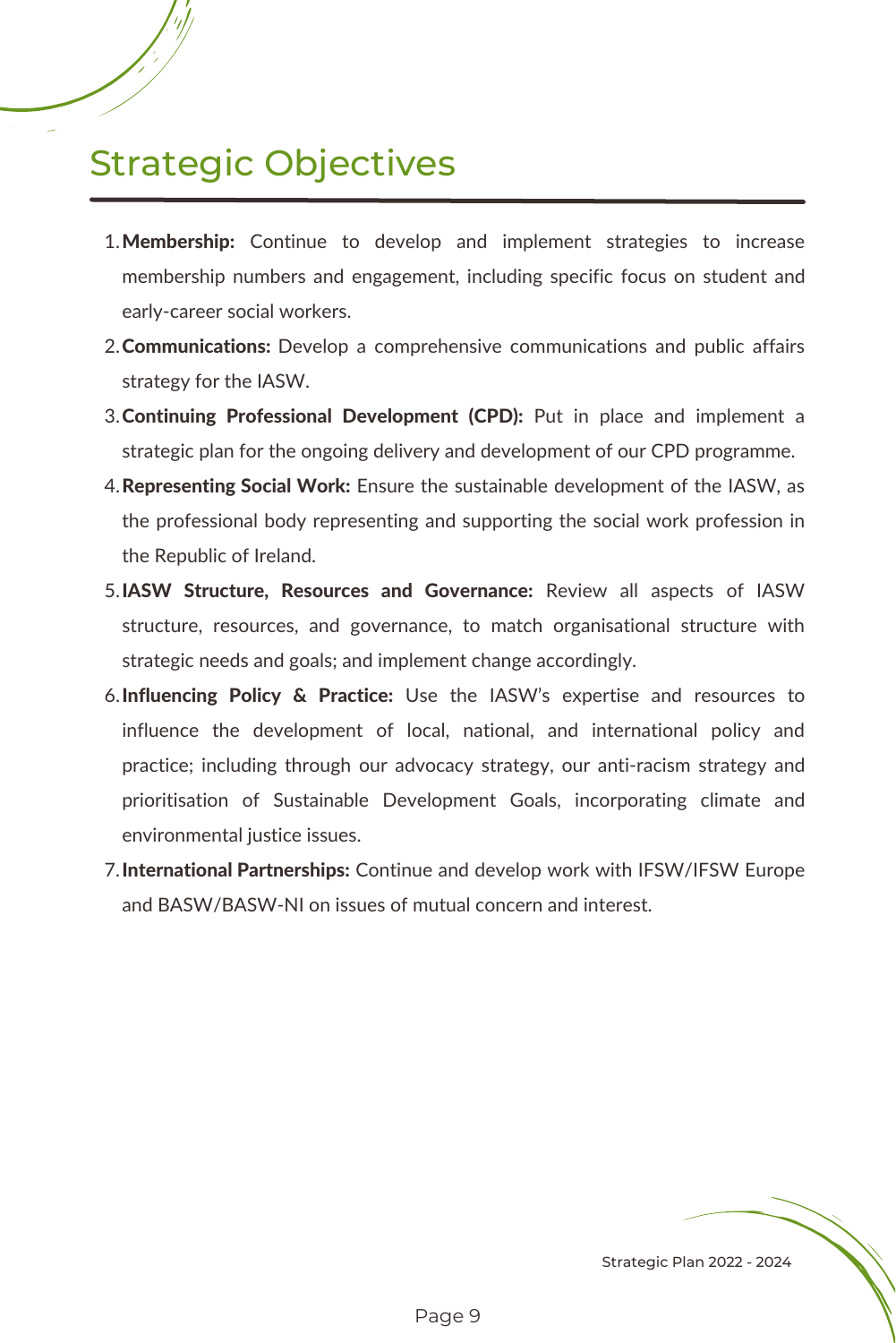# Strategic Objectives

1. **Membership:** Continue to develop and implement strategies to increase membership numbers and engagement, including specific focus on student and early-career social workers.
2. **Communications:** Develop a comprehensive communications and public affairs strategy for the IASW.
3. **Continuing Professional Development (CPD):** Put in place and implement a strategic plan for the ongoing delivery and development of our CPD programme.
4. **Representing Social Work:** Ensure the sustainable development of the IASW, as the professional body representing and supporting the social work profession in the Republic of Ireland.
5. **IASW Structure, Resources and Governance:** Review all aspects of IASW structure, resources, and governance, to match organisational structure with strategic needs and goals; and implement change accordingly.
6. **Influencing Policy & Practice:** Use the IASW's expertise and resources to influence the development of local, national, and international policy and practice; including through our advocacy strategy, our anti-racism strategy and prioritisation of Sustainable Development Goals, incorporating climate and environmental justice issues.
7. **International Partnerships:** Continue and develop work with IFSW/IFSW Europe and BASW/BASW-NI on issues of mutual concern and interest.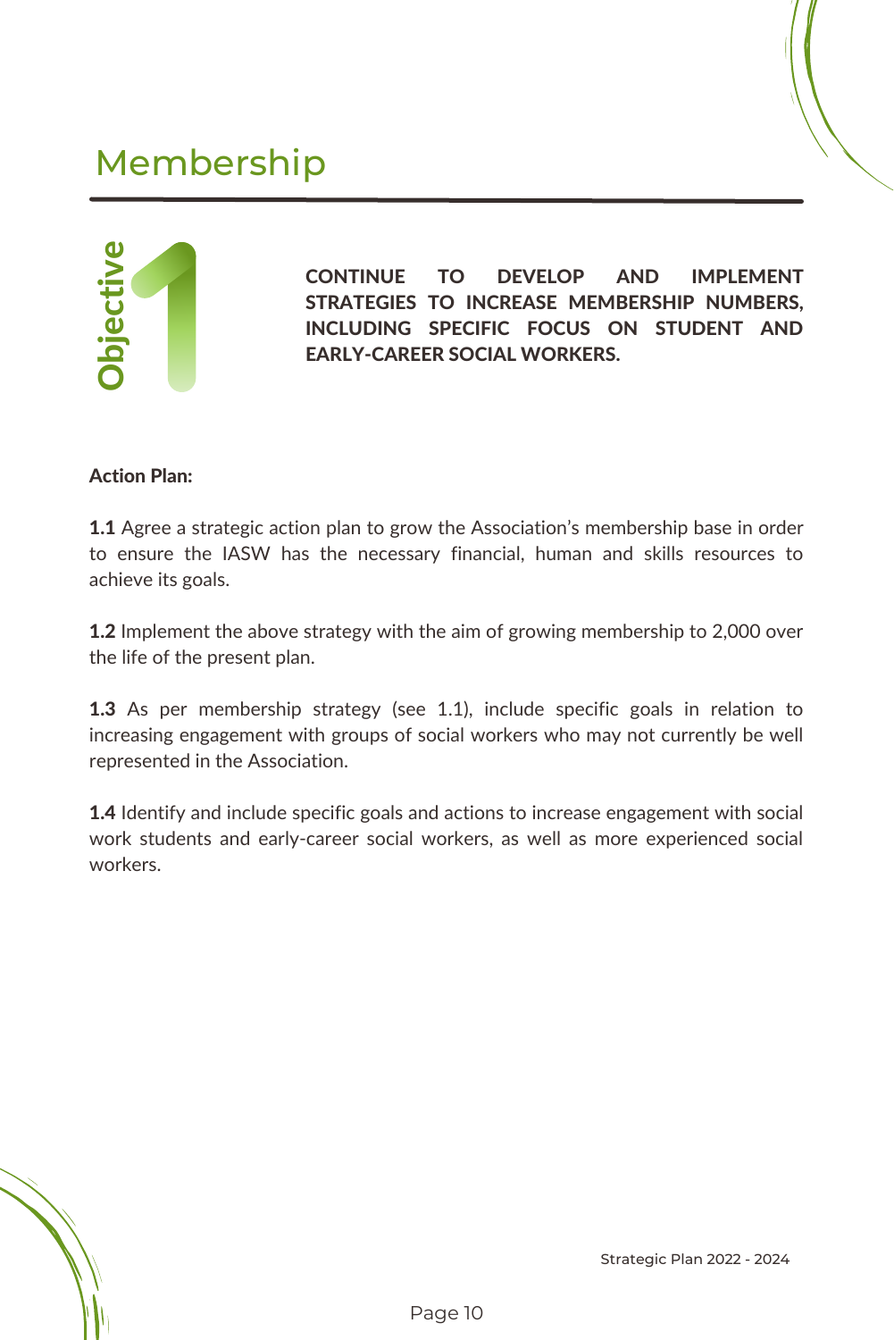# Membership

## Objective 1

**CONTINUE TO DEVELOP AND IMPLEMENT STRATEGIES TO INCREASE MEMBERSHIP NUMBERS, INCLUDING SPECIFIC FOCUS ON STUDENT AND EARLY-CAREER SOCIAL WORKERS.**

**Action Plan:**

**1.1** Agree a strategic action plan to grow the Association's membership base in order to ensure the IASW has the necessary financial, human and skills resources to achieve its goals.

**1.2** Implement the above strategy with the aim of growing membership to 2,000 over the life of the present plan.

**1.3** As per membership strategy (see 1.1), include specific goals in relation to increasing engagement with groups of social workers who may not currently be well represented in the Association.

**1.4** Identify and include specific goals and actions to increase engagement with social work students and early-career social workers, as well as more experienced social workers.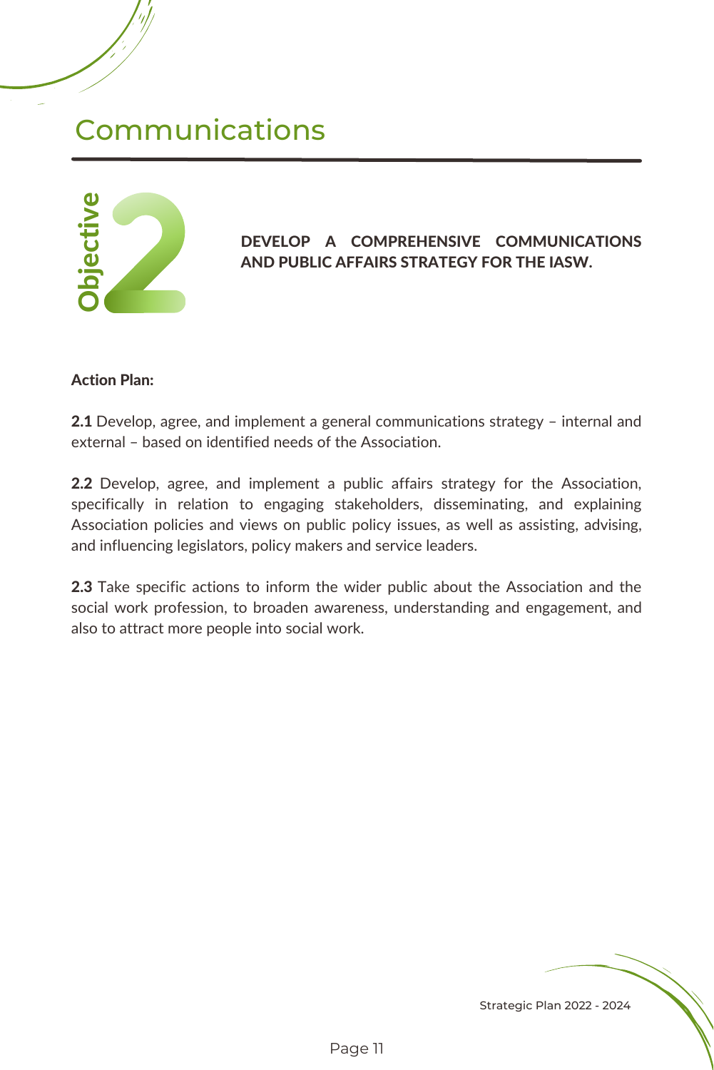# Communications

## Objective 2

**DEVELOP A COMPREHENSIVE COMMUNICATIONS AND PUBLIC AFFAIRS STRATEGY FOR THE IASW.**

**Action Plan:**

**2.1** Develop, agree, and implement a general communications strategy – internal and external – based on identified needs of the Association.

**2.2** Develop, agree, and implement a public affairs strategy for the Association, specifically in relation to engaging stakeholders, disseminating, and explaining Association policies and views on public policy issues, as well as assisting, advising, and influencing legislators, policy makers and service leaders.

**2.3** Take specific actions to inform the wider public about the Association and the social work profession, to broaden awareness, understanding and engagement, and also to attract more people into social work.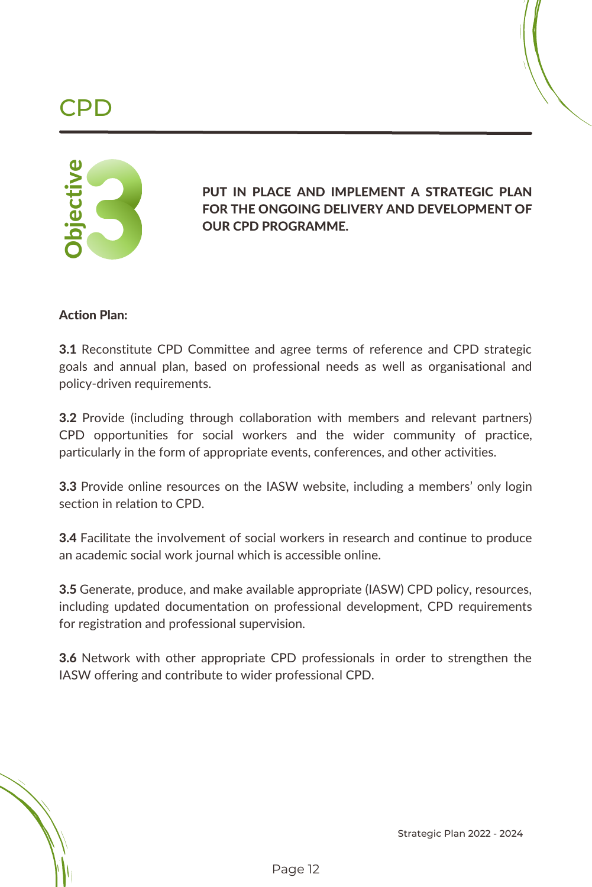# CPD

## Objective 3

**PUT IN PLACE AND IMPLEMENT A STRATEGIC PLAN FOR THE ONGOING DELIVERY AND DEVELOPMENT OF OUR CPD PROGRAMME.**

**Action Plan:**

**3.1** Reconstitute CPD Committee and agree terms of reference and CPD strategic goals and annual plan, based on professional needs as well as organisational and policy-driven requirements.

**3.2** Provide (including through collaboration with members and relevant partners) CPD opportunities for social workers and the wider community of practice, particularly in the form of appropriate events, conferences, and other activities.

**3.3** Provide online resources on the IASW website, including a members' only login section in relation to CPD.

**3.4** Facilitate the involvement of social workers in research and continue to produce an academic social work journal which is accessible online.

**3.5** Generate, produce, and make available appropriate (IASW) CPD policy, resources, including updated documentation on professional development, CPD requirements for registration and professional supervision.

**3.6** Network with other appropriate CPD professionals in order to strengthen the IASW offering and contribute to wider professional CPD.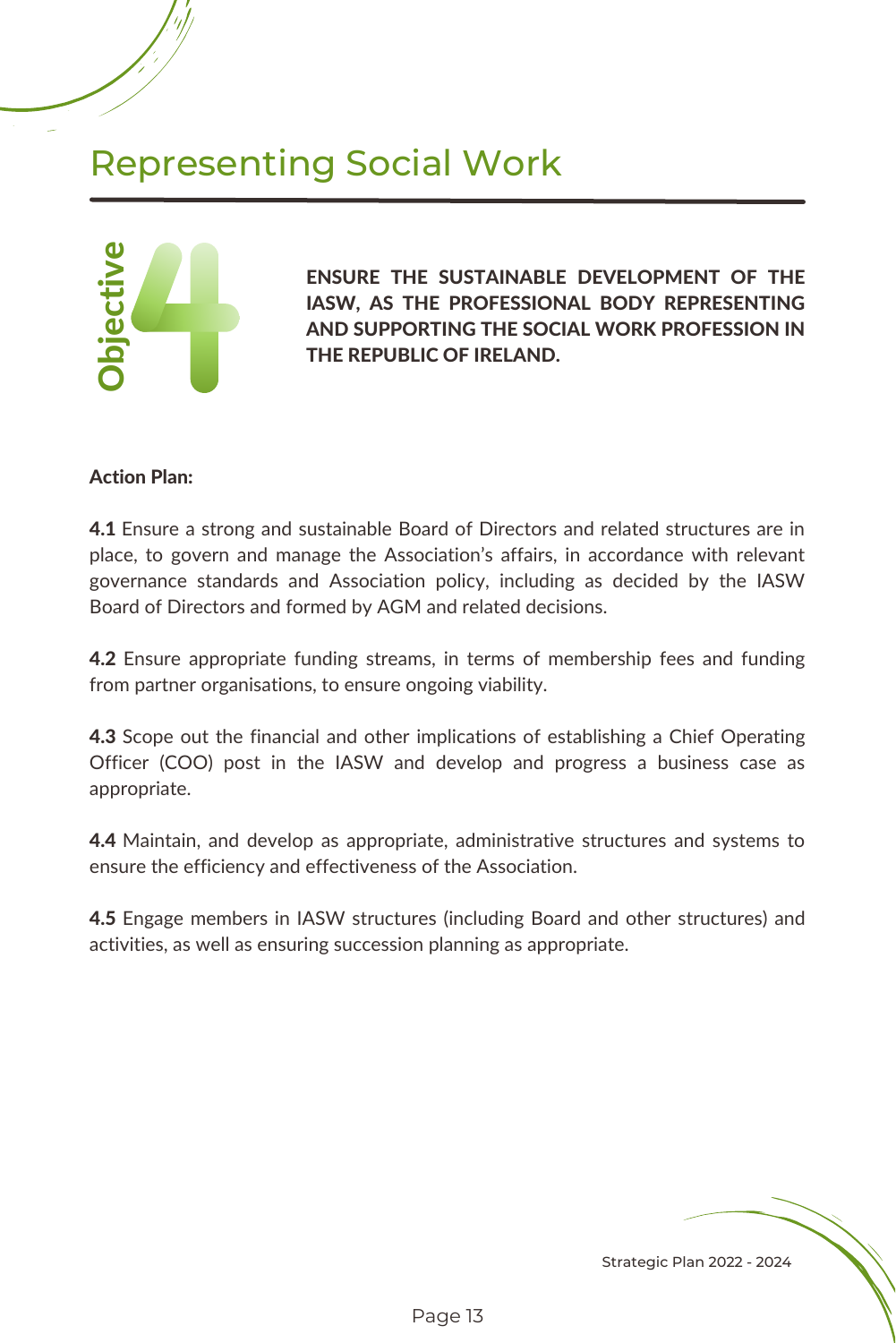# Representing Social Work

## Objective 4

**ENSURE THE SUSTAINABLE DEVELOPMENT OF THE IASW, AS THE PROFESSIONAL BODY REPRESENTING AND SUPPORTING THE SOCIAL WORK PROFESSION IN THE REPUBLIC OF IRELAND.**

**Action Plan:**

**4.1** Ensure a strong and sustainable Board of Directors and related structures are in place, to govern and manage the Association's affairs, in accordance with relevant governance standards and Association policy, including as decided by the IASW Board of Directors and formed by AGM and related decisions.

**4.2** Ensure appropriate funding streams, in terms of membership fees and funding from partner organisations, to ensure ongoing viability.

**4.3** Scope out the financial and other implications of establishing a Chief Operating Officer (COO) post in the IASW and develop and progress a business case as appropriate.

**4.4** Maintain, and develop as appropriate, administrative structures and systems to ensure the efficiency and effectiveness of the Association.

**4.5** Engage members in IASW structures (including Board and other structures) and activities, as well as ensuring succession planning as appropriate.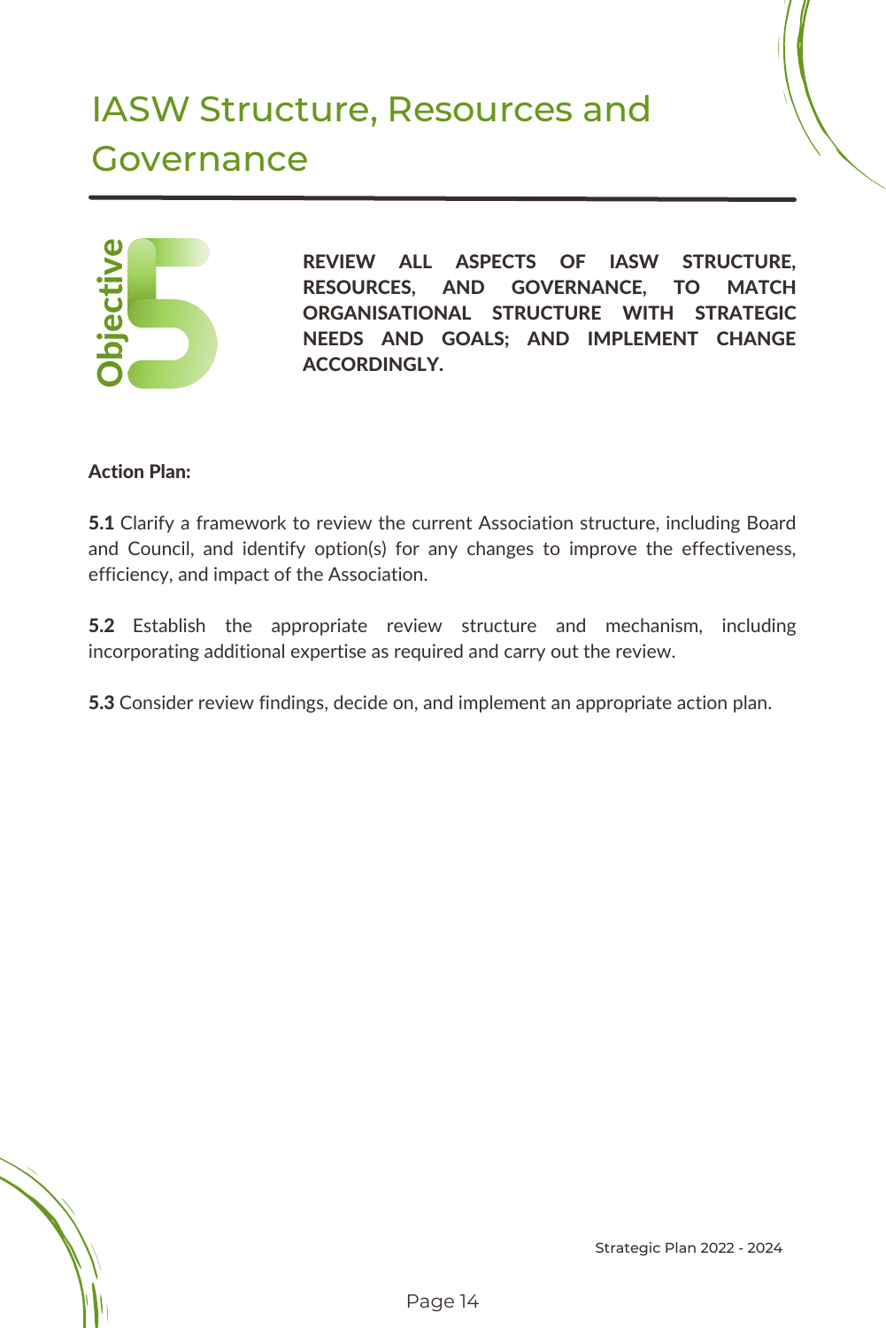# IASW Structure, Resources and Governance

**Objective 5**

**REVIEW ALL ASPECTS OF IASW STRUCTURE, RESOURCES, AND GOVERNANCE, TO MATCH ORGANISATIONAL STRUCTURE WITH STRATEGIC NEEDS AND GOALS; AND IMPLEMENT CHANGE ACCORDINGLY.**

**Action Plan:**

**5.1** Clarify a framework to review the current Association structure, including Board and Council, and identify option(s) for any changes to improve the effectiveness, efficiency, and impact of the Association.

**5.2** Establish the appropriate review structure and mechanism, including incorporating additional expertise as required and carry out the review.

**5.3** Consider review findings, decide on, and implement an appropriate action plan.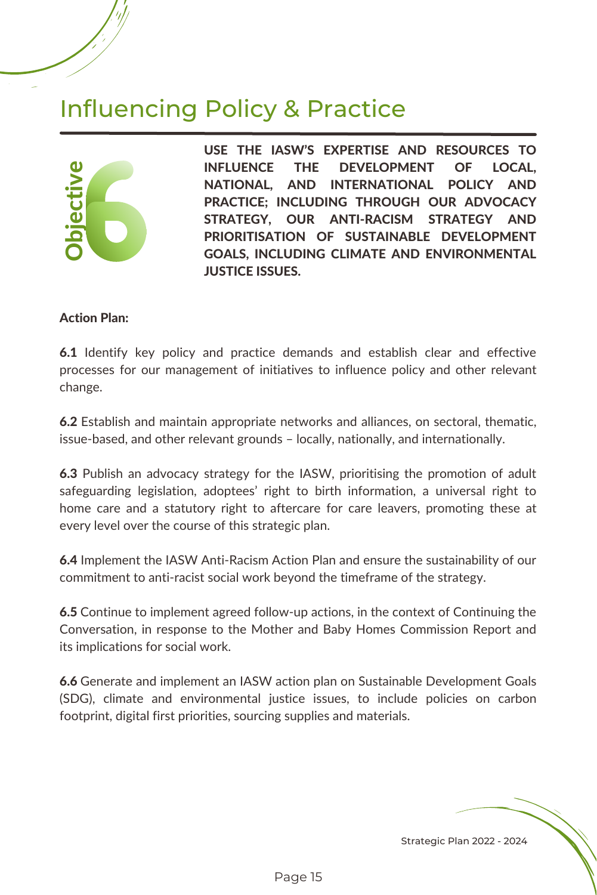# Influencing Policy & Practice

**Objective 6**

**USE THE IASW'S EXPERTISE AND RESOURCES TO INFLUENCE THE DEVELOPMENT OF LOCAL, NATIONAL, AND INTERNATIONAL POLICY AND PRACTICE; INCLUDING THROUGH OUR ADVOCACY STRATEGY, OUR ANTI-RACISM STRATEGY AND PRIORITISATION OF SUSTAINABLE DEVELOPMENT GOALS, INCLUDING CLIMATE AND ENVIRONMENTAL JUSTICE ISSUES.**

**Action Plan:**

**6.1** Identify key policy and practice demands and establish clear and effective processes for our management of initiatives to influence policy and other relevant change.

**6.2** Establish and maintain appropriate networks and alliances, on sectoral, thematic, issue-based, and other relevant grounds – locally, nationally, and internationally.

**6.3** Publish an advocacy strategy for the IASW, prioritising the promotion of adult safeguarding legislation, adoptees' right to birth information, a universal right to home care and a statutory right to aftercare for care leavers, promoting these at every level over the course of this strategic plan.

**6.4** Implement the IASW Anti-Racism Action Plan and ensure the sustainability of our commitment to anti-racist social work beyond the timeframe of the strategy.

**6.5** Continue to implement agreed follow-up actions, in the context of Continuing the Conversation, in response to the Mother and Baby Homes Commission Report and its implications for social work.

**6.6** Generate and implement an IASW action plan on Sustainable Development Goals (SDG), climate and environmental justice issues, to include policies on carbon footprint, digital first priorities, sourcing supplies and materials.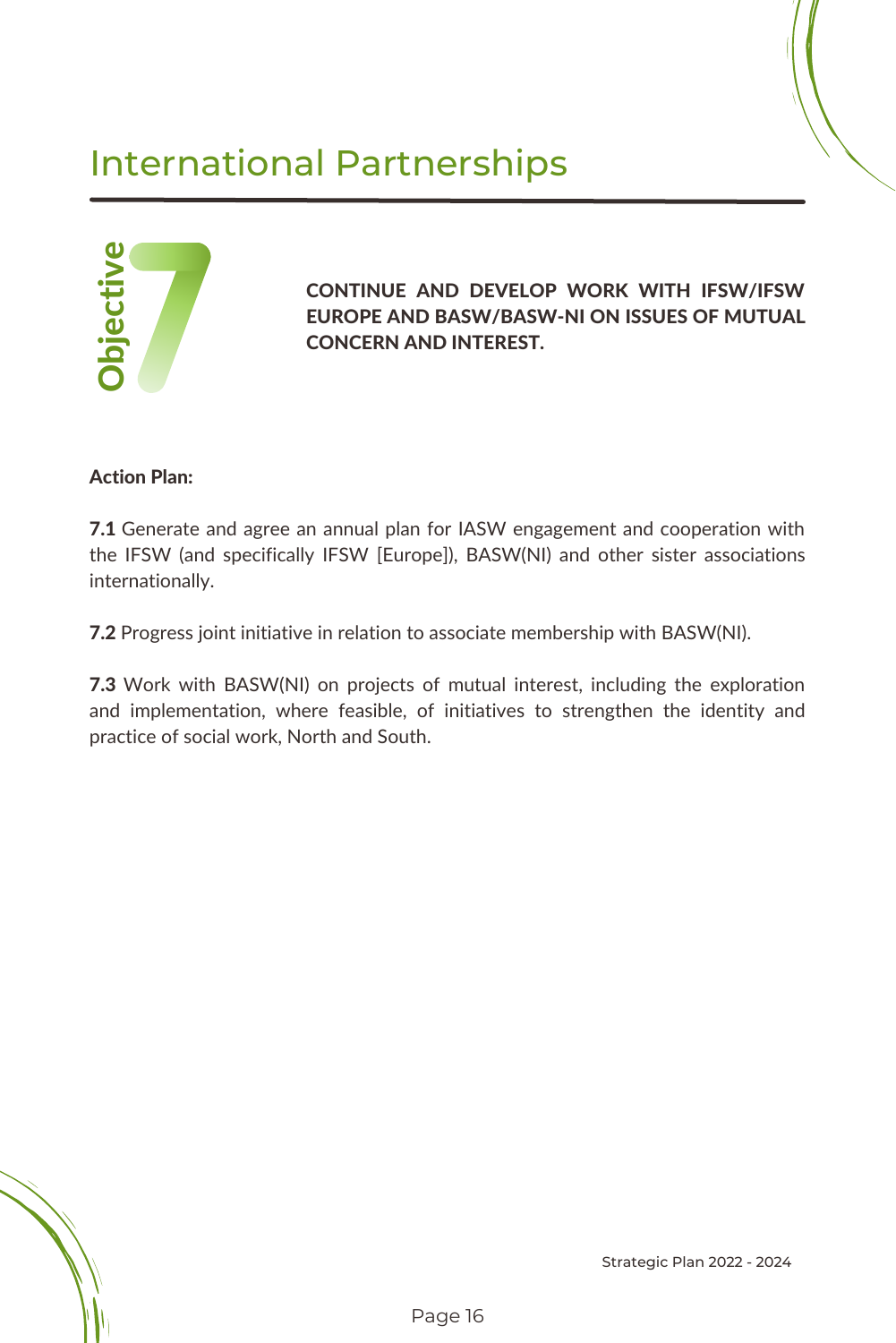# International Partnerships

## Objective 7

**CONTINUE AND DEVELOP WORK WITH IFSW/IFSW EUROPE AND BASW/BASW-NI ON ISSUES OF MUTUAL CONCERN AND INTEREST.**

**Action Plan:**

**7.1** Generate and agree an annual plan for IASW engagement and cooperation with the IFSW (and specifically IFSW [Europe]), BASW(NI) and other sister associations internationally.

**7.2** Progress joint initiative in relation to associate membership with BASW(NI).

**7.3** Work with BASW(NI) on projects of mutual interest, including the exploration and implementation, where feasible, of initiatives to strengthen the identity and practice of social work, North and South.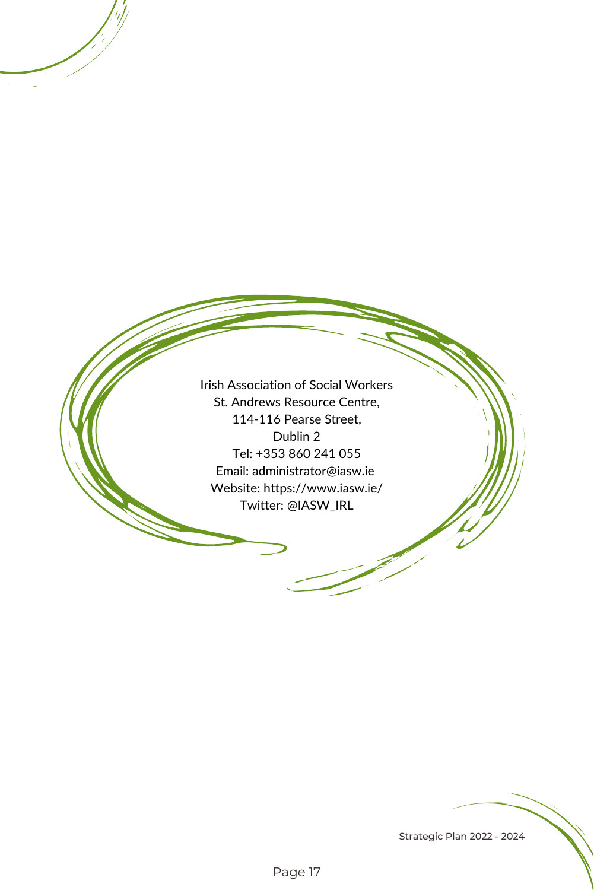Irish Association of Social Workers
St. Andrews Resource Centre,
114-116 Pearse Street,
Dublin 2
Tel: +353 860 241 055
Email: administrator@iasw.ie
Website: https://www.iasw.ie/
Twitter: @IASW_IRL